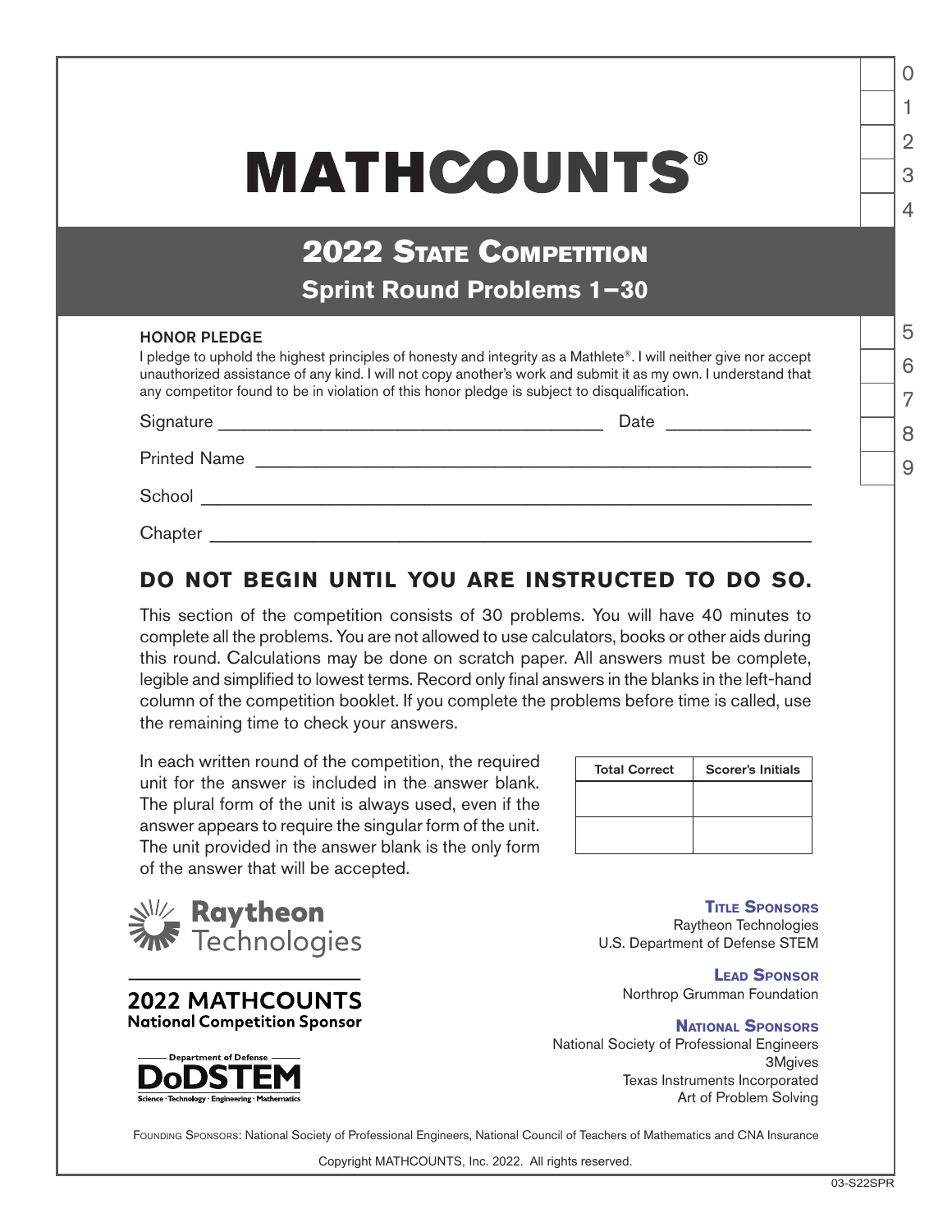# MATHCOUNTS®

## 2022 State Competition

### Sprint Round Problems 1–30

**HONOR PLEDGE**

I pledge to uphold the highest principles of honesty and integrity as a Mathlete®. I will neither give nor accept unauthorized assistance of any kind. I will not copy another's work and submit it as my own. I understand that any competitor found to be in violation of this honor pledge is subject to disqualification.

Signature ______________________________ Date ____________

Printed Name ______________________________________________

School ____________________________________________________

Chapter ___________________________________________________

**DO NOT BEGIN UNTIL YOU ARE INSTRUCTED TO DO SO.**

This section of the competition consists of 30 problems. You will have 40 minutes to complete all the problems. You are not allowed to use calculators, books or other aids during this round. Calculations may be done on scratch paper. All answers must be complete, legible and simplified to lowest terms. Record only final answers in the blanks in the left-hand column of the competition booklet. If you complete the problems before time is called, use the remaining time to check your answers.

In each written round of the competition, the required unit for the answer is included in the answer blank. The plural form of the unit is always used, even if the answer appears to require the singular form of the unit. The unit provided in the answer blank is the only form of the answer that will be accepted.

| Total Correct | Scorer's Initials |
| --- | --- |
| | |
| | |

Raytheon Technologies

2022 MATHCOUNTS National Competition Sponsor

Department of Defense DoDSTEM Science · Technology · Engineering · Mathematics

**Title Sponsors**
Raytheon Technologies
U.S. Department of Defense STEM

**Lead Sponsor**
Northrop Grumman Foundation

**National Sponsors**
National Society of Professional Engineers
3Mgives
Texas Instruments Incorporated
Art of Problem Solving

Founding Sponsors: National Society of Professional Engineers, National Council of Teachers of Mathematics and CNA Insurance

Copyright MATHCOUNTS, Inc. 2022. All rights reserved.

03-S22SPR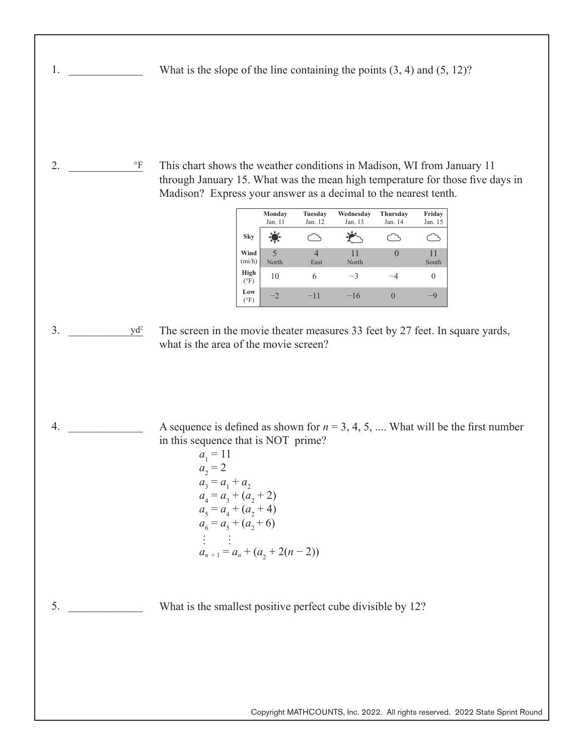1. ____________ What is the slope of the line containing the points (3, 4) and (5, 12)?

2. ____________ °F This chart shows the weather conditions in Madison, WI from January 11 through January 15. What was the mean high temperature for those five days in Madison? Express your answer as a decimal to the nearest tenth.

| | Monday Jan. 11 | Tuesday Jan. 12 | Wednesday Jan. 13 | Thursday Jan. 14 | Friday Jan. 15 |
|---|---|---|---|---|---|
| Sky | | | | | |
| Wind (mi/h) | 5 North | 4 East | 11 North | 0 | 11 South |
| High (°F) | 10 | 6 | −3 | −4 | 0 |
| Low (°F) | −2 | −11 | −16 | 0 | −9 |

3. ____________ yd² The screen in the movie theater measures 33 feet by 27 feet. In square yards, what is the area of the movie screen?

4. ____________ A sequence is defined as shown for $n$ = 3, 4, 5, .... What will be the first number in this sequence that is NOT prime?

$a_1 = 11$
$a_2 = 2$
$a_3 = a_1 + a_2$
$a_4 = a_3 + (a_2 + 2)$
$a_5 = a_4 + (a_2 + 4)$
$a_6 = a_5 + (a_2 + 6)$
$\vdots \quad \vdots$
$a_{n+1} = a_n + (a_2 + 2(n - 2))$

5. ____________ What is the smallest positive perfect cube divisible by 12?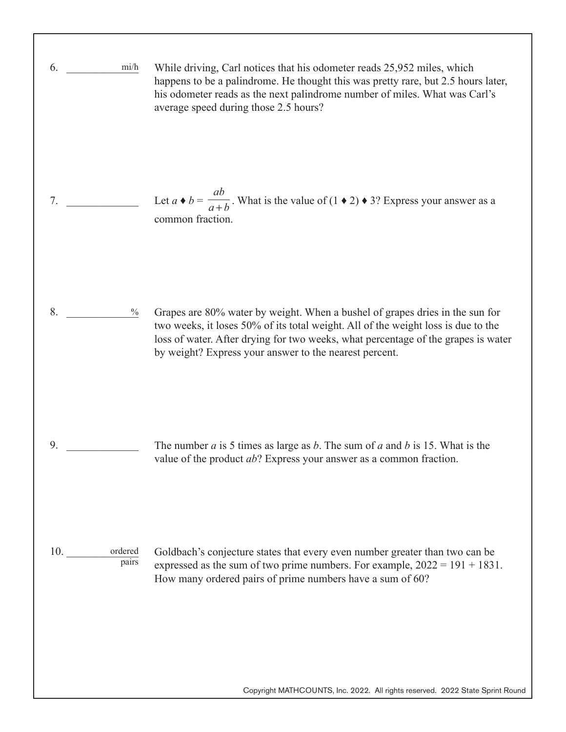6. __________ mi/h

While driving, Carl notices that his odometer reads 25,952 miles, which happens to be a palindrome. He thought this was pretty rare, but 2.5 hours later, his odometer reads as the next palindrome number of miles. What was Carl's average speed during those 2.5 hours?

7. __________

Let $a \blacklozenge b = \dfrac{ab}{a+b}$. What is the value of $(1 \blacklozenge 2) \blacklozenge 3$? Express your answer as a common fraction.

8. __________ %

Grapes are 80% water by weight. When a bushel of grapes dries in the sun for two weeks, it loses 50% of its total weight. All of the weight loss is due to the loss of water. After drying for two weeks, what percentage of the grapes is water by weight? Express your answer to the nearest percent.

9. __________

The number $a$ is 5 times as large as $b$. The sum of $a$ and $b$ is 15. What is the value of the product $ab$? Express your answer as a common fraction.

10. __________ ordered pairs

Goldbach's conjecture states that every even number greater than two can be expressed as the sum of two prime numbers. For example, $2022 = 191 + 1831$. How many ordered pairs of prime numbers have a sum of 60?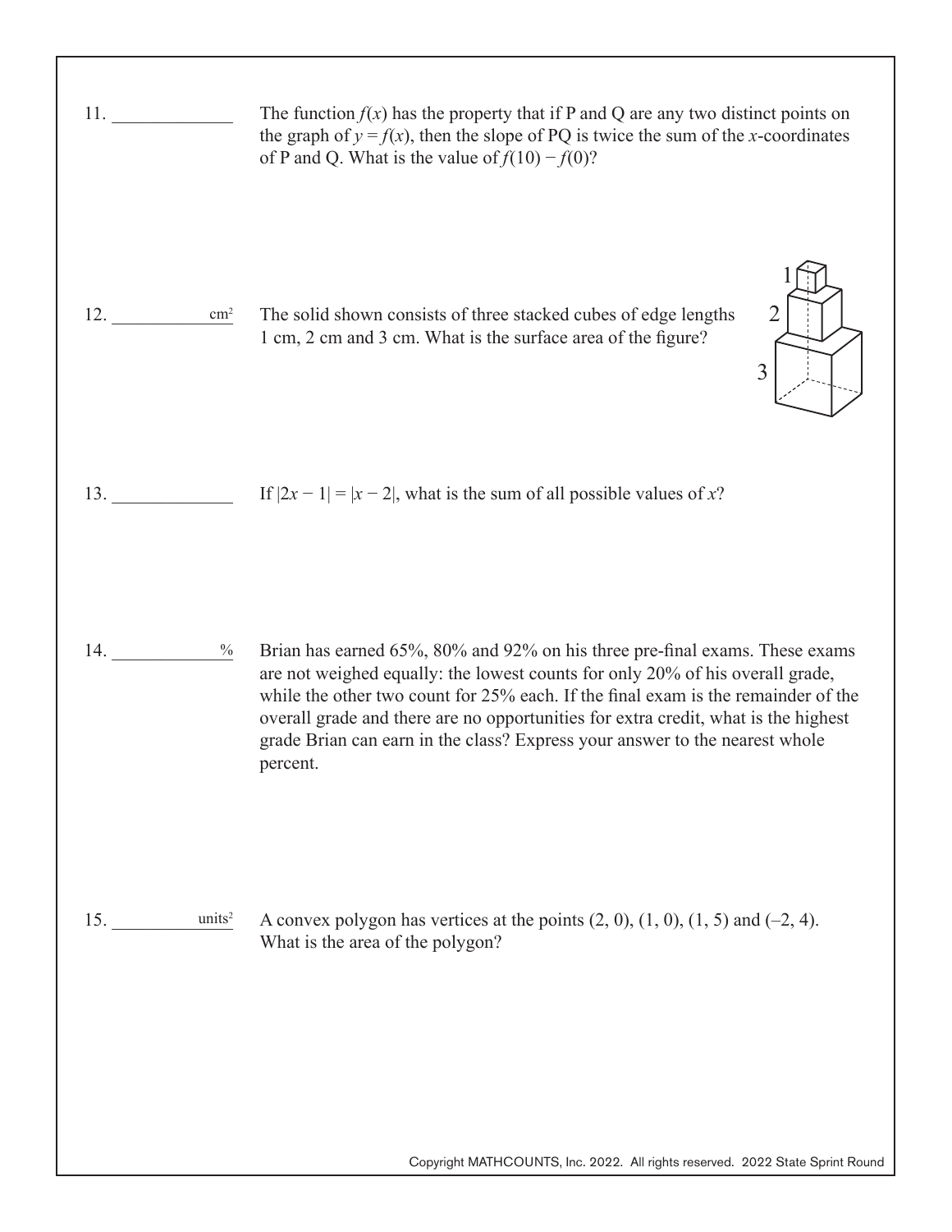11. ____________ The function $f(x)$ has the property that if P and Q are any two distinct points on the graph of $y = f(x)$, then the slope of PQ is twice the sum of the $x$-coordinates of P and Q. What is the value of $f(10) - f(0)$?

12. ____________ $cm^2$ The solid shown consists of three stacked cubes of edge lengths 1 cm, 2 cm and 3 cm. What is the surface area of the figure?

13. ____________ If $|2x - 1| = |x - 2|$, what is the sum of all possible values of $x$?

14. ____________ % Brian has earned 65%, 80% and 92% on his three pre-final exams. These exams are not weighed equally: the lowest counts for only 20% of his overall grade, while the other two count for 25% each. If the final exam is the remainder of the overall grade and there are no opportunities for extra credit, what is the highest grade Brian can earn in the class? Express your answer to the nearest whole percent.

15. ____________ $units^2$ A convex polygon has vertices at the points $(2, 0)$, $(1, 0)$, $(1, 5)$ and $(-2, 4)$. What is the area of the polygon?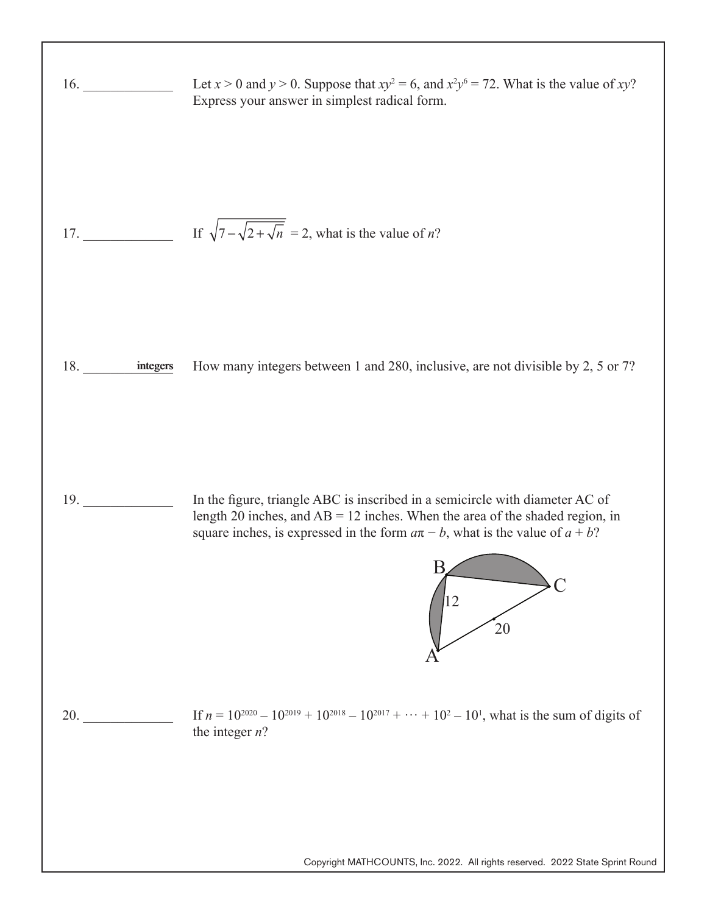16. _____________ Let $x > 0$ and $y > 0$. Suppose that $xy^2 = 6$, and $x^2y^6 = 72$. What is the value of $xy$? Express your answer in simplest radical form.

17. _____________ If $\sqrt{7-\sqrt{2+\sqrt{n}}} = 2$, what is the value of $n$?

18. _________ integers How many integers between 1 and 280, inclusive, are not divisible by 2, 5 or 7?

19. _____________ In the figure, triangle ABC is inscribed in a semicircle with diameter AC of length 20 inches, and AB = 12 inches. When the area of the shaded region, in square inches, is expressed in the form $a\pi - b$, what is the value of $a + b$?

20. _____________ If $n = 10^{2020} - 10^{2019} + 10^{2018} - 10^{2017} + \cdots + 10^2 - 10^1$, what is the sum of digits of the integer $n$?

Copyright MATHCOUNTS, Inc. 2022. All rights reserved. 2022 State Sprint Round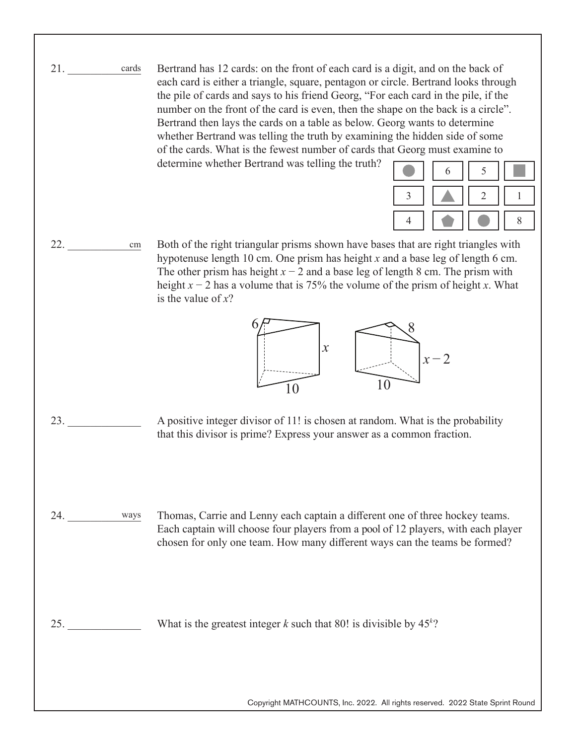21. __________ cards

Bertrand has 12 cards: on the front of each card is a digit, and on the back of each card is either a triangle, square, pentagon or circle. Bertrand looks through the pile of cards and says to his friend Georg, "For each card in the pile, if the number on the front of the card is even, then the shape on the back is a circle". Bertrand then lays the cards on a table as below. Georg wants to determine whether Bertrand was telling the truth by examining the hidden side of some of the cards. What is the fewest number of cards that Georg must examine to determine whether Bertrand was telling the truth?

| | | | |
|---|---|---|---|
| ● (circle) | 6 | 5 | ■ (square) |
| 3 | ▲ (triangle) | 2 | 1 |
| 4 | ⬟ (pentagon) | ● (circle) | 8 |

22. __________ cm

Both of the right triangular prisms shown have bases that are right triangles with hypotenuse length 10 cm. One prism has height $x$ and a base leg of length 6 cm. The other prism has height $x - 2$ and a base leg of length 8 cm. The prism with height $x - 2$ has a volume that is 75% the volume of the prism of height $x$. What is the value of $x$?

23. __________

A positive integer divisor of 11! is chosen at random. What is the probability that this divisor is prime? Express your answer as a common fraction.

24. __________ ways

Thomas, Carrie and Lenny each captain a different one of three hockey teams. Each captain will choose four players from a pool of 12 players, with each player chosen for only one team. How many different ways can the teams be formed?

25. __________

What is the greatest integer $k$ such that 80! is divisible by $45^k$?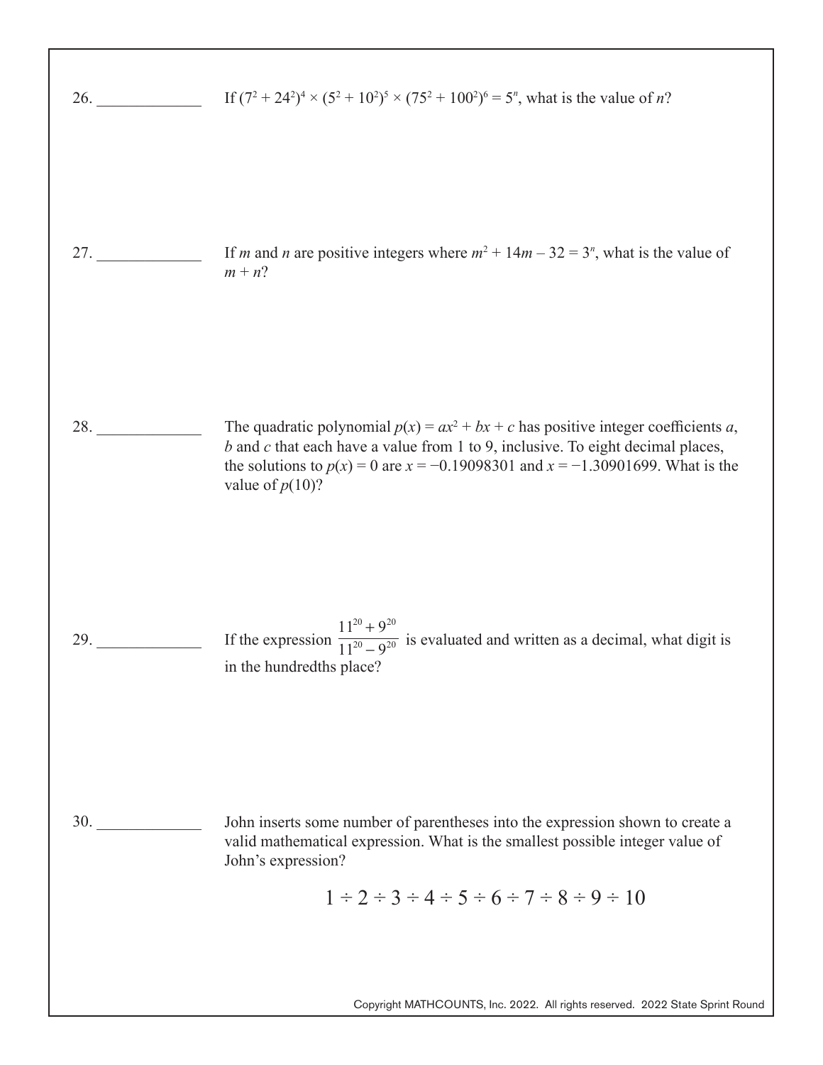26. _____________ If $(7^2 + 24^2)^4 \times (5^2 + 10^2)^5 \times (75^2 + 100^2)^6 = 5^n$, what is the value of $n$?

27. _____________ If $m$ and $n$ are positive integers where $m^2 + 14m - 32 = 3^n$, what is the value of $m + n$?

28. _____________ The quadratic polynomial $p(x) = ax^2 + bx + c$ has positive integer coefficients $a$, $b$ and $c$ that each have a value from 1 to 9, inclusive. To eight decimal places, the solutions to $p(x) = 0$ are $x = -0.19098301$ and $x = -1.30901699$. What is the value of $p(10)$?

29. _____________ If the expression $\dfrac{11^{20} + 9^{20}}{11^{20} - 9^{20}}$ is evaluated and written as a decimal, what digit is in the hundredths place?

30. _____________ John inserts some number of parentheses into the expression shown to create a valid mathematical expression. What is the smallest possible integer value of John's expression?

$$1 \div 2 \div 3 \div 4 \div 5 \div 6 \div 7 \div 8 \div 9 \div 10$$

Copyright MATHCOUNTS, Inc. 2022. All rights reserved. 2022 State Sprint Round